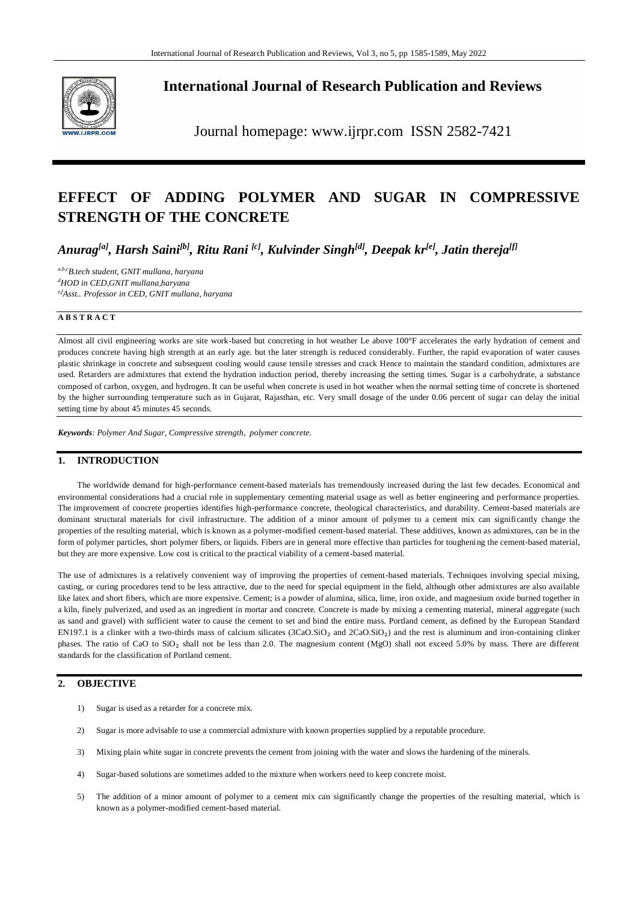# International Journal of Research Publication and Reviews

Journal homepage: www.ijrpr.com ISSN 2582-7421

# EFFECT OF ADDING POLYMER AND SUGAR IN COMPRESSIVE STRENGTH OF THE CONCRETE

***Anurag[a], Harsh Saini[b], Ritu Rani [c], Kulvinder Singh[d], Deepak kr[e], Jatin thereja[f]***

*[a,b,c]B.tech student, GNIT mullana, haryana*
*[d]HOD in CED,GNIT mullana,haryana*
*[e,f]Asst.. Professor in CED, GNIT mullana, haryana*

**A B S T R A C T**

Almost all civil engineering works are site work-based but concreting in hot weather Le above 100°F accelerates the early hydration of cement and produces concrete having high strength at an early age. but the later strength is reduced considerably. Further, the rapid evaporation of water causes plastic shrinkage in concrete and subsequent cooling would cause tensile stresses and crack Hence to maintain the standard condition, admixtures are used. Retarders are admixtures that extend the hydration induction period, thereby increasing the setting times. Sugar is a carbohydrate, a substance composed of carbon, oxygen, and hydrogen. It can be useful when concrete is used in hot weather when the normal setting time of concrete is shortened by the higher surrounding temperature such as in Gujarat, Rajasthan, etc. Very small dosage of the under 0.06 percent of sugar can delay the initial setting time by about 45 minutes 45 seconds.

*Keywords: Polymer And Sugar, Compressive strength, polymer concrete.*

## 1. INTRODUCTION

The worldwide demand for high-performance cement-based materials has tremendously increased during the last few decades. Economical and environmental considerations had a crucial role in supplementary cementing material usage as well as better engineering and performance properties. The improvement of concrete properties identifies high-performance concrete, theological characteristics, and durability. Cement-based materials are dominant structural materials for civil infrastructure. The addition of a minor amount of polymer to a cement mix can significantly change the properties of the resulting material, which is known as a polymer-modified cement-based material. These additives, known as admixtures, can be in the form of polymer particles, short polymer fibers, or liquids. Fibers are in general more effective than particles for toughening the cement-based material, but they are more expensive. Low cost is critical to the practical viability of a cement-based material.

The use of admixtures is a relatively convenient way of improving the properties of cement-based materials. Techniques involving special mixing, casting, or curing procedures tend to be less attractive, due to the need for special equipment in the field, although other admixtures are also available like latex and short fibers, which are more expensive. Cement; is a powder of alumina, silica, lime, iron oxide, and magnesium oxide burned together in a kiln, finely pulverized, and used as an ingredient in mortar and concrete. Concrete is made by mixing a cementing material, mineral aggregate (such as sand and gravel) with sufficient water to cause the cement to set and bind the entire mass. Portland cement, as defined by the European Standard EN197.1 is a clinker with a two-thirds mass of calcium silicates ($3CaO.SiO_2$ and $2CaO.SiO_2$) and the rest is aluminum and iron-containing clinker phases. The ratio of CaO to $SiO_2$ shall not be less than 2.0. The magnesium content (MgO) shall not exceed 5.0% by mass. There are different standards for the classification of Portland cement.

## 2. OBJECTIVE

1) Sugar is used as a retarder for a concrete mix.
2) Sugar is more advisable to use a commercial admixture with known properties supplied by a reputable procedure.
3) Mixing plain white sugar in concrete prevents the cement from joining with the water and slows the hardening of the minerals.
4) Sugar-based solutions are sometimes added to the mixture when workers need to keep concrete moist.
5) The addition of a minor amount of polymer to a cement mix can significantly change the properties of the resulting material, which is known as a polymer-modified cement-based material.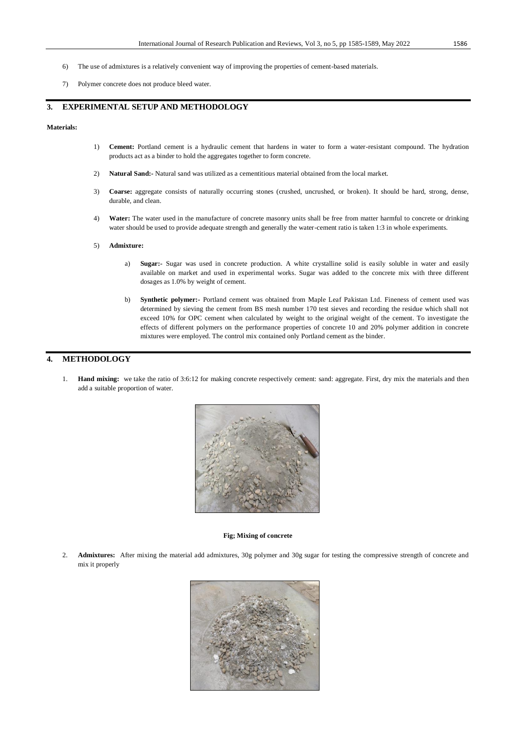6) The use of admixtures is a relatively convenient way of improving the properties of cement-based materials.

7) Polymer concrete does not produce bleed water.

## 3. EXPERIMENTAL SETUP AND METHODOLOGY

**Materials:**

1) **Cement:** Portland cement is a hydraulic cement that hardens in water to form a water-resistant compound. The hydration products act as a binder to hold the aggregates together to form concrete.

2) **Natural Sand:-** Natural sand was utilized as a cementitious material obtained from the local market.

3) **Coarse:** aggregate consists of naturally occurring stones (crushed, uncrushed, or broken). It should be hard, strong, dense, durable, and clean.

4) **Water:** The water used in the manufacture of concrete masonry units shall be free from matter harmful to concrete or drinking water should be used to provide adequate strength and generally the water-cement ratio is taken 1:3 in whole experiments.

5) **Admixture:**

   a) **Sugar:-** Sugar was used in concrete production. A white crystalline solid is easily soluble in water and easily available on market and used in experimental works. Sugar was added to the concrete mix with three different dosages as 1.0% by weight of cement.

   b) **Synthetic polymer:-** Portland cement was obtained from Maple Leaf Pakistan Ltd. Fineness of cement used was determined by sieving the cement from BS mesh number 170 test sieves and recording the residue which shall not exceed 10% for OPC cement when calculated by weight to the original weight of the cement. To investigate the effects of different polymers on the performance properties of concrete 10 and 20% polymer addition in concrete mixtures were employed. The control mix contained only Portland cement as the binder.

## 4. METHODOLOGY

1. **Hand mixing:** we take the ratio of 3:6:12 for making concrete respectively cement: sand: aggregate. First, dry mix the materials and then add a suitable proportion of water.

**Fig; Mixing of concrete**

2. **Admixtures:** After mixing the material add admixtures, 30g polymer and 30g sugar for testing the compressive strength of concrete and mix it properly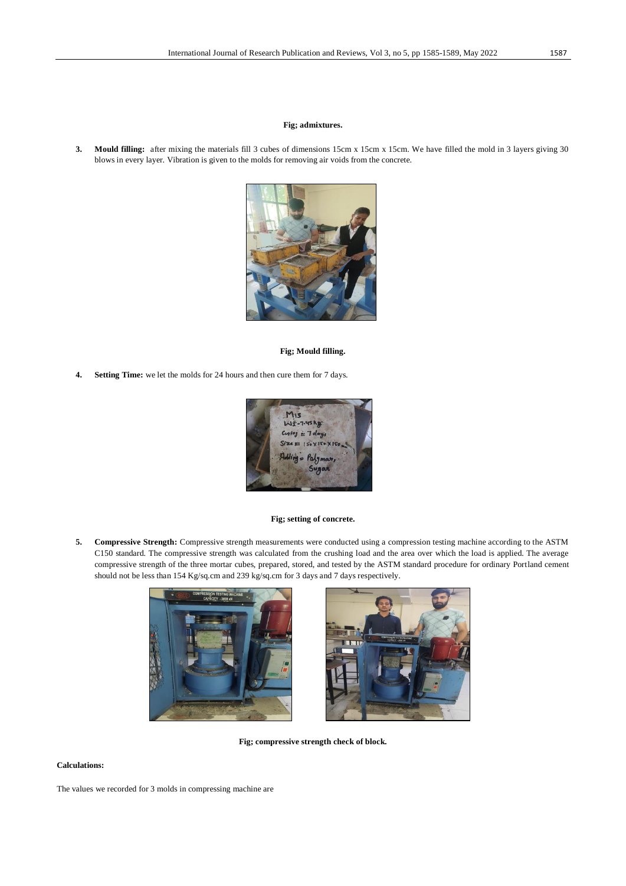**Fig; admixtures.**

3. **Mould filling:** after mixing the materials fill 3 cubes of dimensions 15cm x 15cm x 15cm. We have filled the mold in 3 layers giving 30 blows in every layer. Vibration is given to the molds for removing air voids from the concrete.

**Fig; Mould filling.**

4. **Setting Time:** we let the molds for 24 hours and then cure them for 7 days.

**Fig; setting of concrete.**

5. **Compressive Strength:** Compressive strength measurements were conducted using a compression testing machine according to the ASTM C150 standard. The compressive strength was calculated from the crushing load and the area over which the load is applied. The average compressive strength of the three mortar cubes, prepared, stored, and tested by the ASTM standard procedure for ordinary Portland cement should not be less than 154 Kg/sq.cm and 239 kg/sq.cm for 3 days and 7 days respectively.

**Fig; compressive strength check of block.**

**Calculations:**

The values we recorded for 3 molds in compressing machine are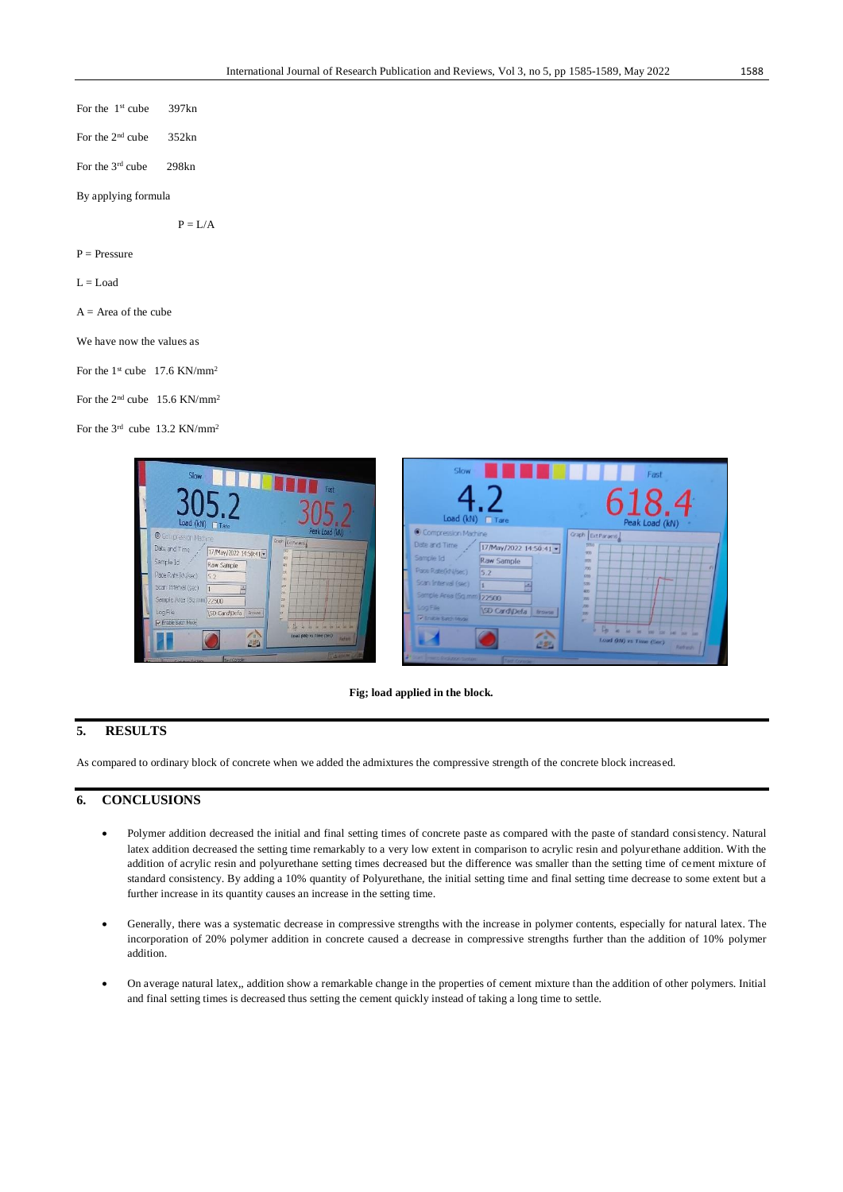For the 1st cube   397kn

For the 2nd cube   352kn

For the 3rd cube   298kn

By applying formula

$$P = L/A$$

P = Pressure

L = Load

A = Area of the cube

We have now the values as

For the 1st cube  17.6 KN/mm$^2$

For the 2nd cube  15.6 KN/mm$^2$

For the 3rd cube  13.2 KN/mm$^2$

**Fig; load applied in the block.**

## 5. RESULTS

As compared to ordinary block of concrete when we added the admixtures the compressive strength of the concrete block increased.

## 6. CONCLUSIONS

- Polymer addition decreased the initial and final setting times of concrete paste as compared with the paste of standard consistency. Natural latex addition decreased the setting time remarkably to a very low extent in comparison to acrylic resin and polyurethane addition. With the addition of acrylic resin and polyurethane setting times decreased but the difference was smaller than the setting time of cement mixture of standard consistency. By adding a 10% quantity of Polyurethane, the initial setting time and final setting time decrease to some extent but a further increase in its quantity causes an increase in the setting time.

- Generally, there was a systematic decrease in compressive strengths with the increase in polymer contents, especially for natural latex. The incorporation of 20% polymer addition in concrete caused a decrease in compressive strengths further than the addition of 10% polymer addition.

- On average natural latex,, addition show a remarkable change in the properties of cement mixture than the addition of other polymers. Initial and final setting times is decreased thus setting the cement quickly instead of taking a long time to settle.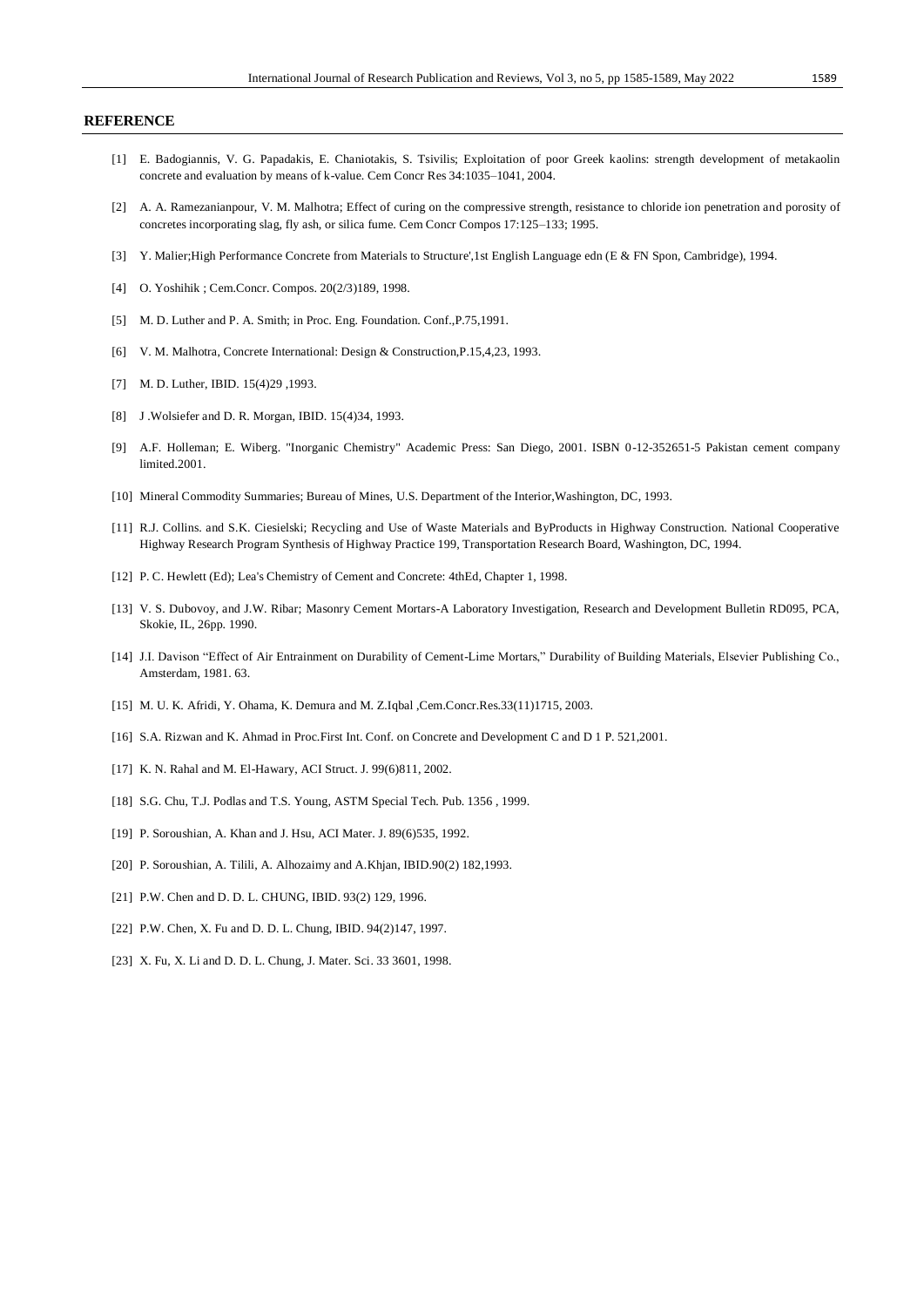## REFERENCE

[1] E. Badogiannis, V. G. Papadakis, E. Chaniotakis, S. Tsivilis; Exploitation of poor Greek kaolins: strength development of metakaolin concrete and evaluation by means of k-value. Cem Concr Res 34:1035–1041, 2004.

[2] A. A. Ramezanianpour, V. M. Malhotra; Effect of curing on the compressive strength, resistance to chloride ion penetration and porosity of concretes incorporating slag, fly ash, or silica fume. Cem Concr Compos 17:125–133; 1995.

[3] Y. Malier;High Performance Concrete from Materials to Structure',1st English Language edn (E & FN Spon, Cambridge), 1994.

[4] O. Yoshihik ; Cem.Concr. Compos. 20(2/3)189, 1998.

[5] M. D. Luther and P. A. Smith; in Proc. Eng. Foundation. Conf.,P.75,1991.

[6] V. M. Malhotra, Concrete International: Design & Construction,P.15,4,23, 1993.

[7] M. D. Luther, IBID. 15(4)29 ,1993.

[8] J .Wolsiefer and D. R. Morgan, IBID. 15(4)34, 1993.

[9] A.F. Holleman; E. Wiberg. "Inorganic Chemistry" Academic Press: San Diego, 2001. ISBN 0-12-352651-5 Pakistan cement company limited.2001.

[10] Mineral Commodity Summaries; Bureau of Mines, U.S. Department of the Interior,Washington, DC, 1993.

[11] R.J. Collins. and S.K. Ciesielski; Recycling and Use of Waste Materials and ByProducts in Highway Construction. National Cooperative Highway Research Program Synthesis of Highway Practice 199, Transportation Research Board, Washington, DC, 1994.

[12] P. C. Hewlett (Ed); Lea's Chemistry of Cement and Concrete: 4thEd, Chapter 1, 1998.

[13] V. S. Dubovoy, and J.W. Ribar; Masonry Cement Mortars-A Laboratory Investigation, Research and Development Bulletin RD095, PCA, Skokie, IL, 26pp. 1990.

[14] J.I. Davison "Effect of Air Entrainment on Durability of Cement-Lime Mortars," Durability of Building Materials, Elsevier Publishing Co., Amsterdam, 1981. 63.

[15] M. U. K. Afridi, Y. Ohama, K. Demura and M. Z.Iqbal ,Cem.Concr.Res.33(11)1715, 2003.

[16] S.A. Rizwan and K. Ahmad in Proc.First Int. Conf. on Concrete and Development C and D 1 P. 521,2001.

[17] K. N. Rahal and M. El-Hawary, ACI Struct. J. 99(6)811, 2002.

[18] S.G. Chu, T.J. Podlas and T.S. Young, ASTM Special Tech. Pub. 1356 , 1999.

[19] P. Soroushian, A. Khan and J. Hsu, ACI Mater. J. 89(6)535, 1992.

[20] P. Soroushian, A. Tilili, A. Alhozaimy and A.Khjan, IBID.90(2) 182,1993.

[21] P.W. Chen and D. D. L. CHUNG, IBID. 93(2) 129, 1996.

[22] P.W. Chen, X. Fu and D. D. L. Chung, IBID. 94(2)147, 1997.

[23] X. Fu, X. Li and D. D. L. Chung, J. Mater. Sci. 33 3601, 1998.